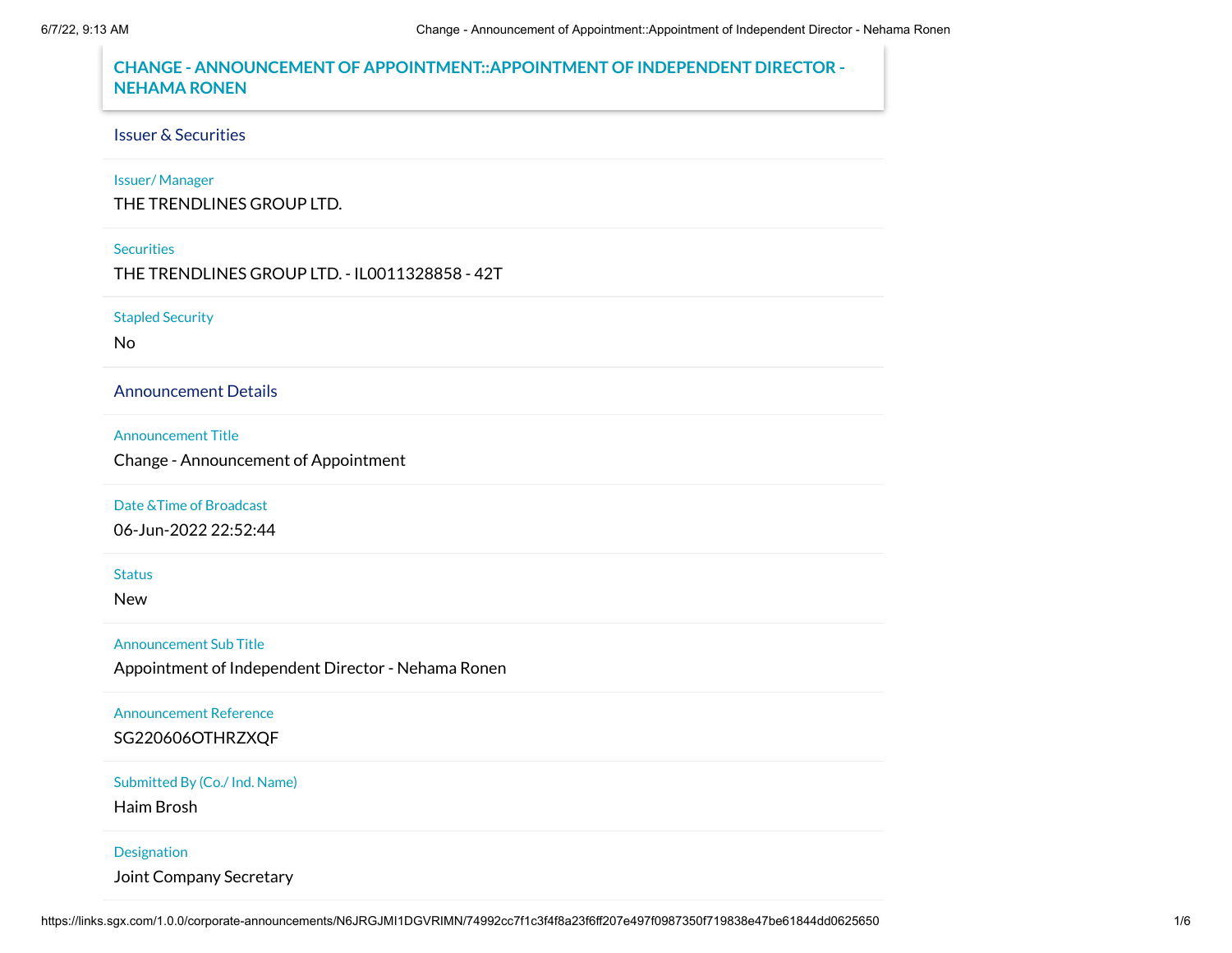# CHANGE - ANNOUNCEMENT OF APPOINTMENT::APPOINTMENT OF INDEPENDENT DIRECTOR - NEHAMA RONEN

## Issuer & Securities

**Issuer/ Manager**

THE TRENDLINES GROUP LTD.

**Securities**

THE TRENDLINES GROUP LTD. - IL0011328858 - 42T

**Stapled Security**

No

## Announcement Details

**Announcement Title**

Change - Announcement of Appointment

**Date &Time of Broadcast**

06-Jun-2022 22:52:44

**Status**

New

**Announcement Sub Title**

Appointment of Independent Director - Nehama Ronen

**Announcement Reference**

SG220606OTHRZXQF

**Submitted By (Co./ Ind. Name)**

Haim Brosh

**Designation**

Joint Company Secretary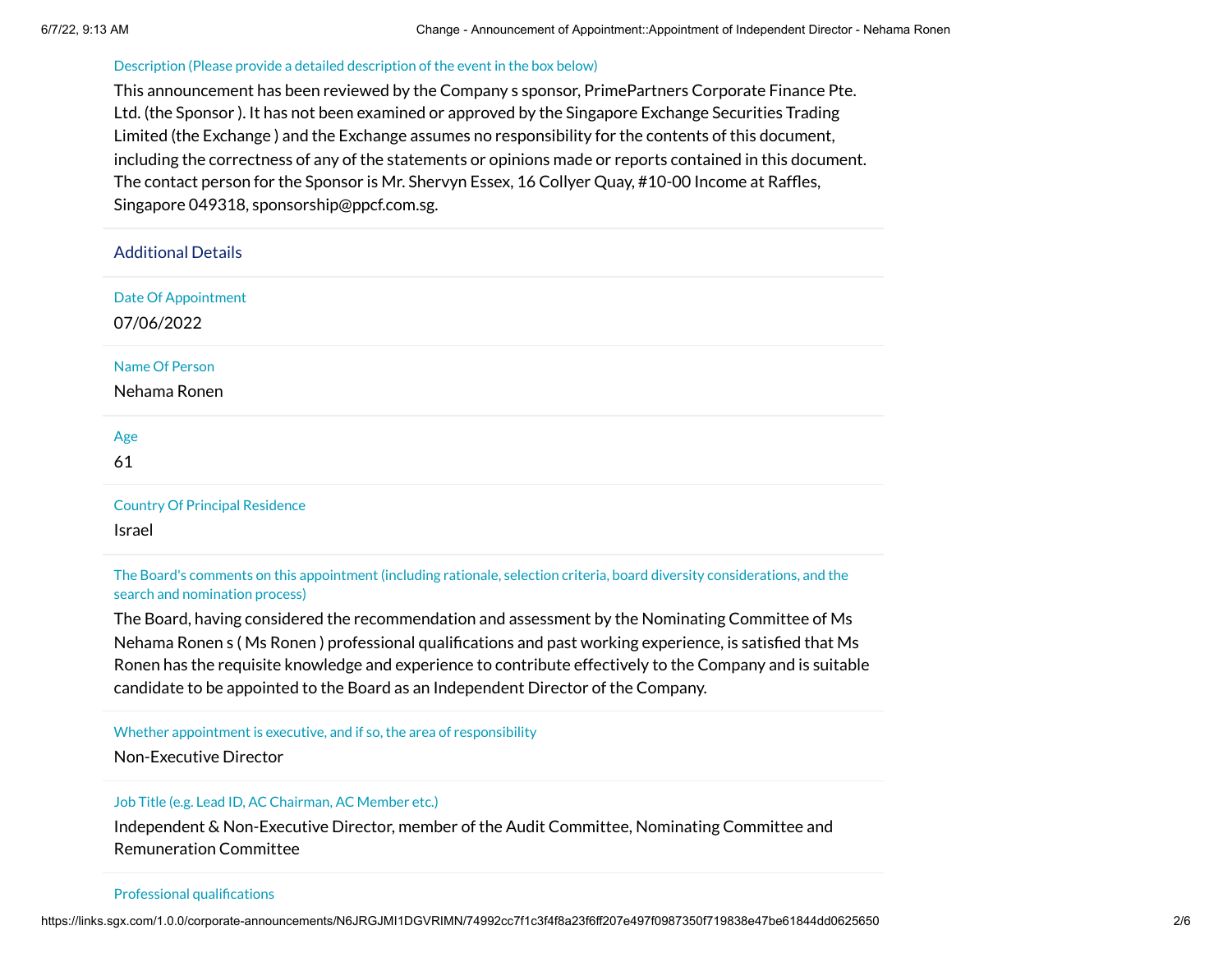Description (Please provide a detailed description of the event in the box below)

This announcement has been reviewed by the Company s sponsor, PrimePartners Corporate Finance Pte. Ltd. (the Sponsor ). It has not been examined or approved by the Singapore Exchange Securities Trading Limited (the Exchange ) and the Exchange assumes no responsibility for the contents of this document, including the correctness of any of the statements or opinions made or reports contained in this document. The contact person for the Sponsor is Mr. Shervyn Essex, 16 Collyer Quay, #10-00 Income at Raffles, Singapore 049318, sponsorship@ppcf.com.sg.

## Additional Details

Date Of Appointment

07/06/2022

Name Of Person

Nehama Ronen

Age

61

Country Of Principal Residence

Israel

The Board's comments on this appointment (including rationale, selection criteria, board diversity considerations, and the search and nomination process)

The Board, having considered the recommendation and assessment by the Nominating Committee of Ms Nehama Ronen s ( Ms Ronen ) professional qualifications and past working experience, is satisfied that Ms Ronen has the requisite knowledge and experience to contribute effectively to the Company and is suitable candidate to be appointed to the Board as an Independent Director of the Company.

Whether appointment is executive, and if so, the area of responsibility

Non-Executive Director

Job Title (e.g. Lead ID, AC Chairman, AC Member etc.)

Independent & Non-Executive Director, member of the Audit Committee, Nominating Committee and Remuneration Committee

Professional qualifications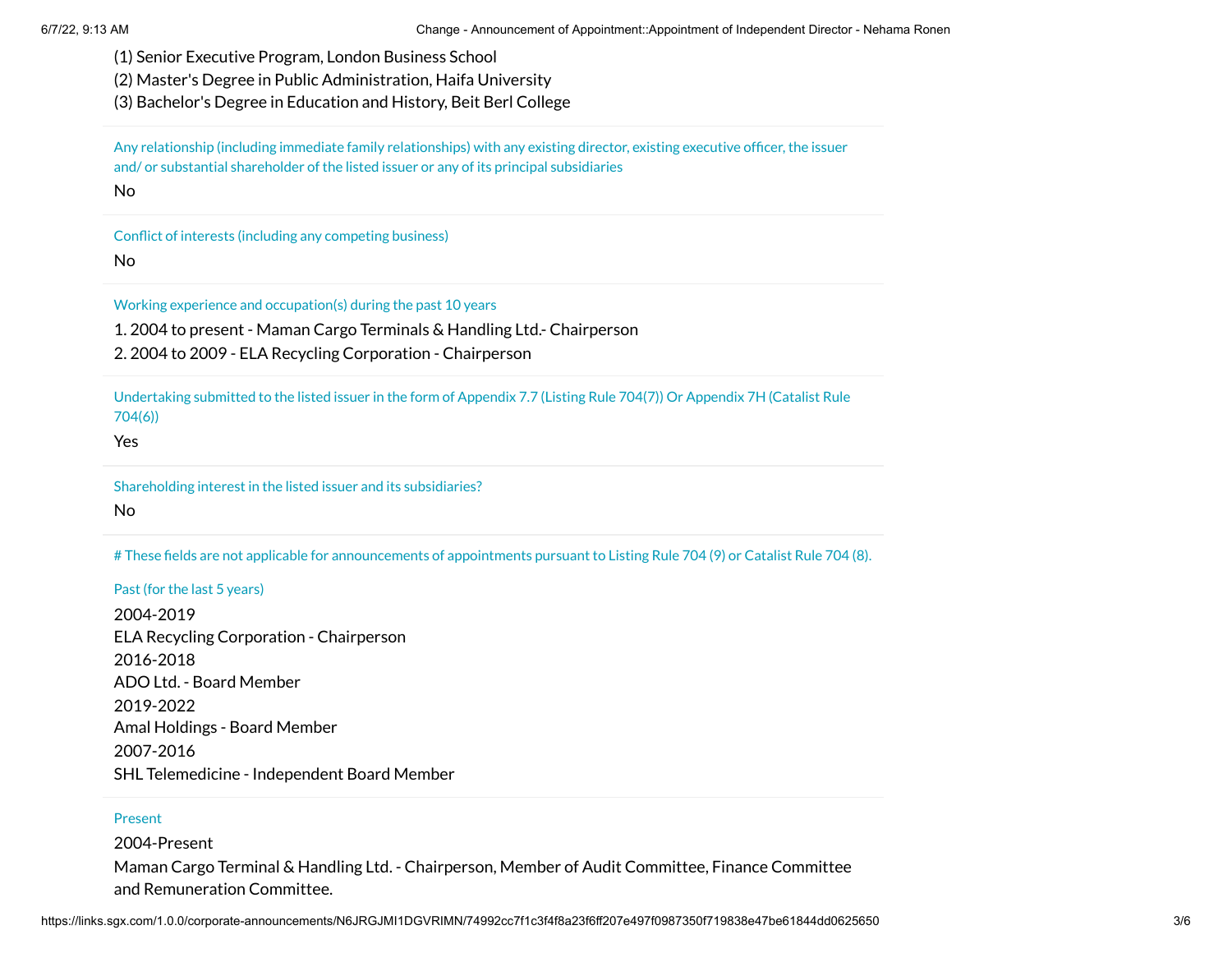(1) Senior Executive Program, London Business School
(2) Master's Degree in Public Administration, Haifa University
(3) Bachelor's Degree in Education and History, Beit Berl College

Any relationship (including immediate family relationships) with any existing director, existing executive officer, the issuer and/ or substantial shareholder of the listed issuer or any of its principal subsidiaries

No

Conflict of interests (including any competing business)

No

Working experience and occupation(s) during the past 10 years

1. 2004 to present - Maman Cargo Terminals & Handling Ltd.- Chairperson
2. 2004 to 2009 - ELA Recycling Corporation - Chairperson

Undertaking submitted to the listed issuer in the form of Appendix 7.7 (Listing Rule 704(7)) Or Appendix 7H (Catalist Rule 704(6))

Yes

Shareholding interest in the listed issuer and its subsidiaries?

No

# These fields are not applicable for announcements of appointments pursuant to Listing Rule 704 (9) or Catalist Rule 704 (8).

Past (for the last 5 years)

2004-2019
ELA Recycling Corporation - Chairperson
2016-2018
ADO Ltd. - Board Member
2019-2022
Amal Holdings - Board Member
2007-2016
SHL Telemedicine - Independent Board Member

Present

2004-Present
Maman Cargo Terminal & Handling Ltd. - Chairperson, Member of Audit Committee, Finance Committee and Remuneration Committee.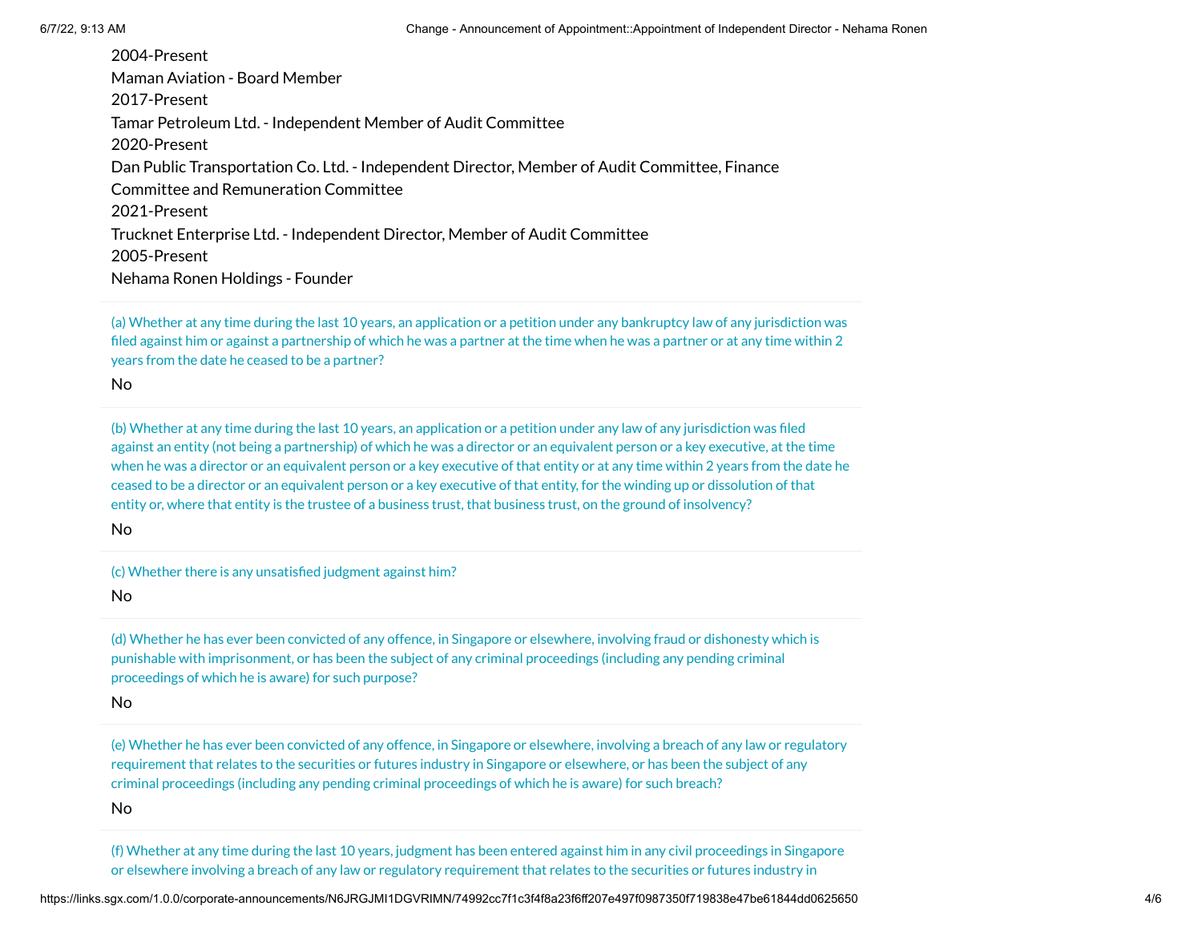2004-Present
Maman Aviation - Board Member
2017-Present
Tamar Petroleum Ltd. - Independent Member of Audit Committee
2020-Present
Dan Public Transportation Co. Ltd. - Independent Director, Member of Audit Committee, Finance Committee and Remuneration Committee
2021-Present
Trucknet Enterprise Ltd. - Independent Director, Member of Audit Committee
2005-Present
Nehama Ronen Holdings - Founder

(a) Whether at any time during the last 10 years, an application or a petition under any bankruptcy law of any jurisdiction was filed against him or against a partnership of which he was a partner at the time when he was a partner or at any time within 2 years from the date he ceased to be a partner?

No

(b) Whether at any time during the last 10 years, an application or a petition under any law of any jurisdiction was filed against an entity (not being a partnership) of which he was a director or an equivalent person or a key executive, at the time when he was a director or an equivalent person or a key executive of that entity or at any time within 2 years from the date he ceased to be a director or an equivalent person or a key executive of that entity, for the winding up or dissolution of that entity or, where that entity is the trustee of a business trust, that business trust, on the ground of insolvency?

No

(c) Whether there is any unsatisfied judgment against him?

No

(d) Whether he has ever been convicted of any offence, in Singapore or elsewhere, involving fraud or dishonesty which is punishable with imprisonment, or has been the subject of any criminal proceedings (including any pending criminal proceedings of which he is aware) for such purpose?

No

(e) Whether he has ever been convicted of any offence, in Singapore or elsewhere, involving a breach of any law or regulatory requirement that relates to the securities or futures industry in Singapore or elsewhere, or has been the subject of any criminal proceedings (including any pending criminal proceedings of which he is aware) for such breach?

No

(f) Whether at any time during the last 10 years, judgment has been entered against him in any civil proceedings in Singapore or elsewhere involving a breach of any law or regulatory requirement that relates to the securities or futures industry in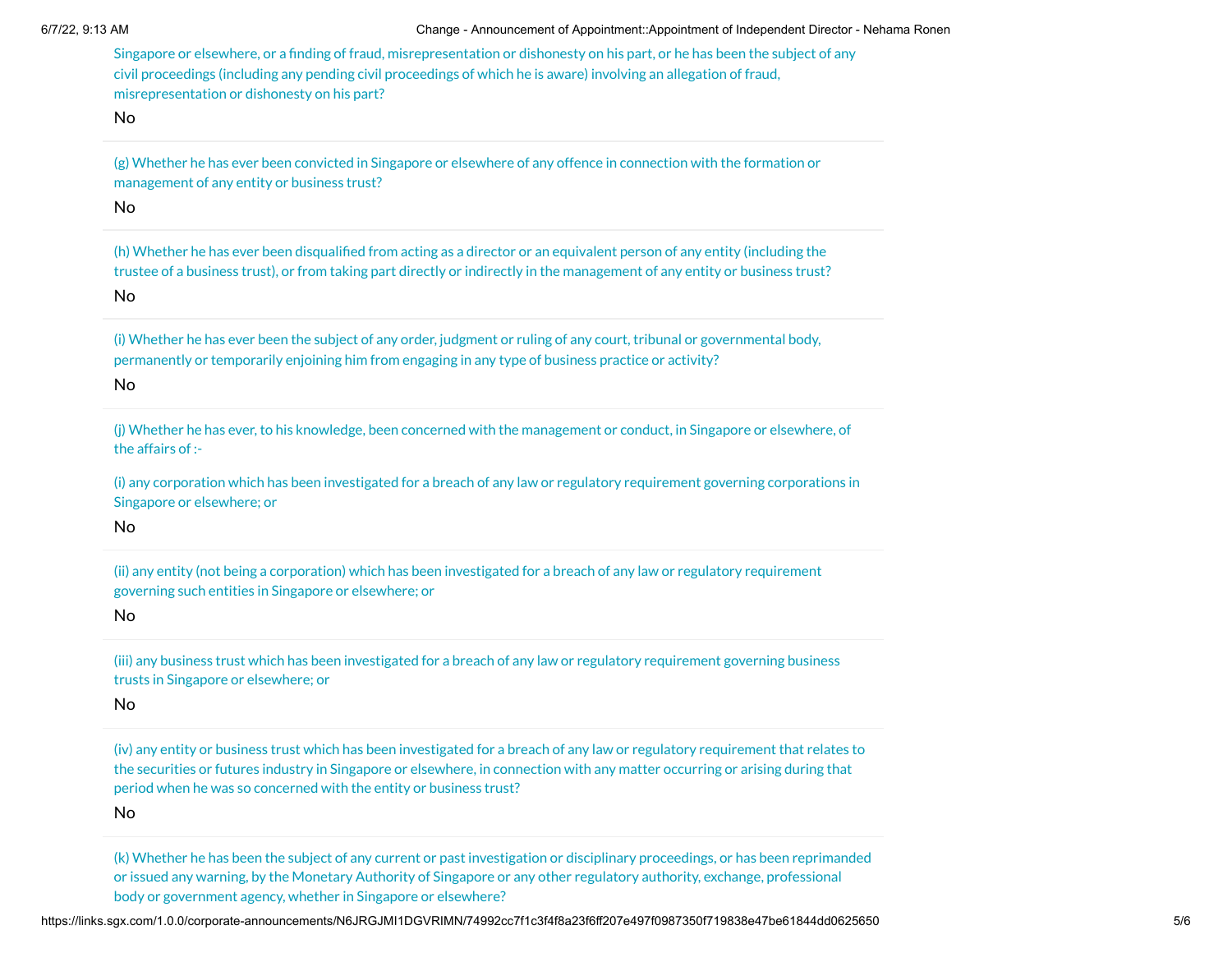Singapore or elsewhere, or a finding of fraud, misrepresentation or dishonesty on his part, or he has been the subject of any civil proceedings (including any pending civil proceedings of which he is aware) involving an allegation of fraud, misrepresentation or dishonesty on his part?

No

(g) Whether he has ever been convicted in Singapore or elsewhere of any offence in connection with the formation or management of any entity or business trust?

No

(h) Whether he has ever been disqualified from acting as a director or an equivalent person of any entity (including the trustee of a business trust), or from taking part directly or indirectly in the management of any entity or business trust?

No

(i) Whether he has ever been the subject of any order, judgment or ruling of any court, tribunal or governmental body, permanently or temporarily enjoining him from engaging in any type of business practice or activity?

No

(j) Whether he has ever, to his knowledge, been concerned with the management or conduct, in Singapore or elsewhere, of the affairs of :-

(i) any corporation which has been investigated for a breach of any law or regulatory requirement governing corporations in Singapore or elsewhere; or

No

(ii) any entity (not being a corporation) which has been investigated for a breach of any law or regulatory requirement governing such entities in Singapore or elsewhere; or

No

(iii) any business trust which has been investigated for a breach of any law or regulatory requirement governing business trusts in Singapore or elsewhere; or

No

(iv) any entity or business trust which has been investigated for a breach of any law or regulatory requirement that relates to the securities or futures industry in Singapore or elsewhere, in connection with any matter occurring or arising during that period when he was so concerned with the entity or business trust?

No

(k) Whether he has been the subject of any current or past investigation or disciplinary proceedings, or has been reprimanded or issued any warning, by the Monetary Authority of Singapore or any other regulatory authority, exchange, professional body or government agency, whether in Singapore or elsewhere?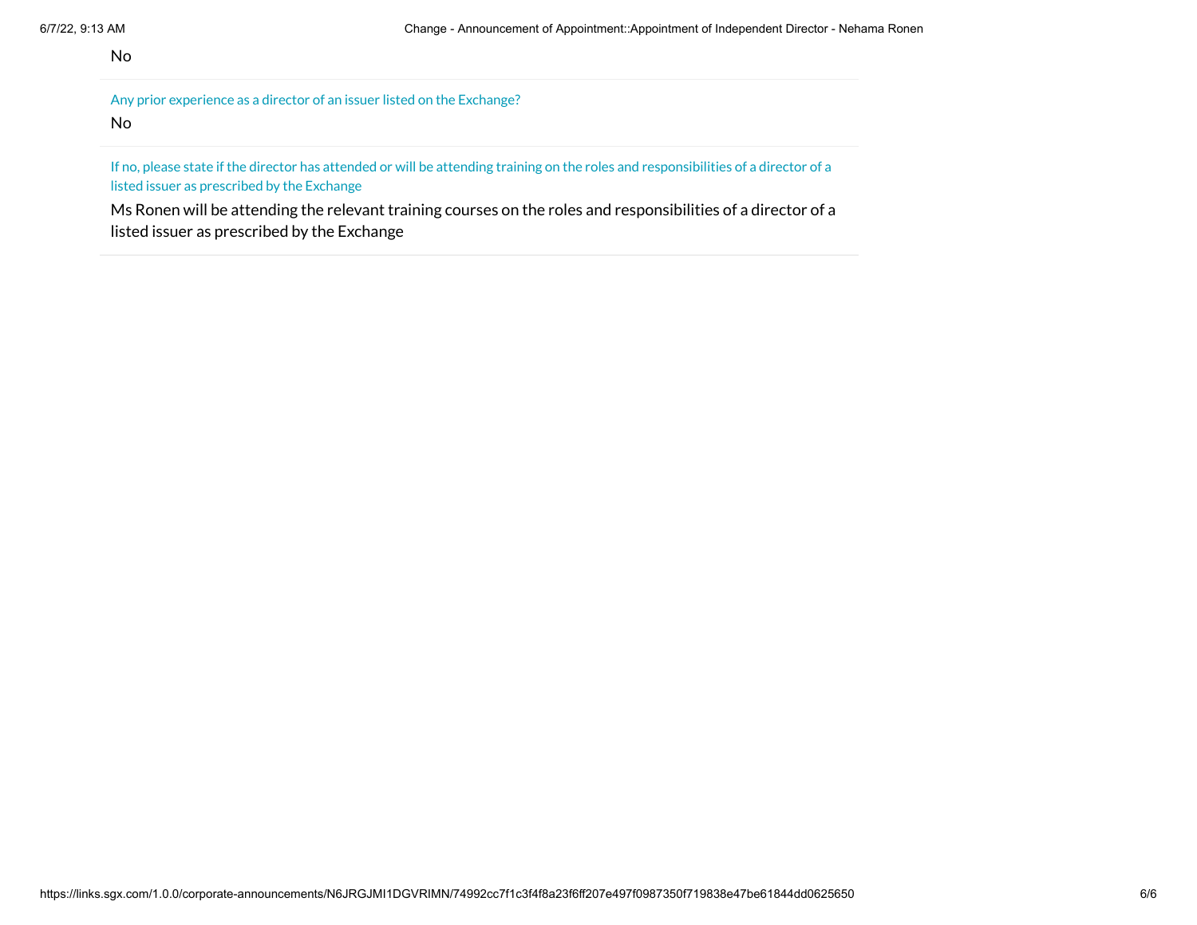No

Any prior experience as a director of an issuer listed on the Exchange?

No

If no, please state if the director has attended or will be attending training on the roles and responsibilities of a director of a listed issuer as prescribed by the Exchange

Ms Ronen will be attending the relevant training courses on the roles and responsibilities of a director of a listed issuer as prescribed by the Exchange